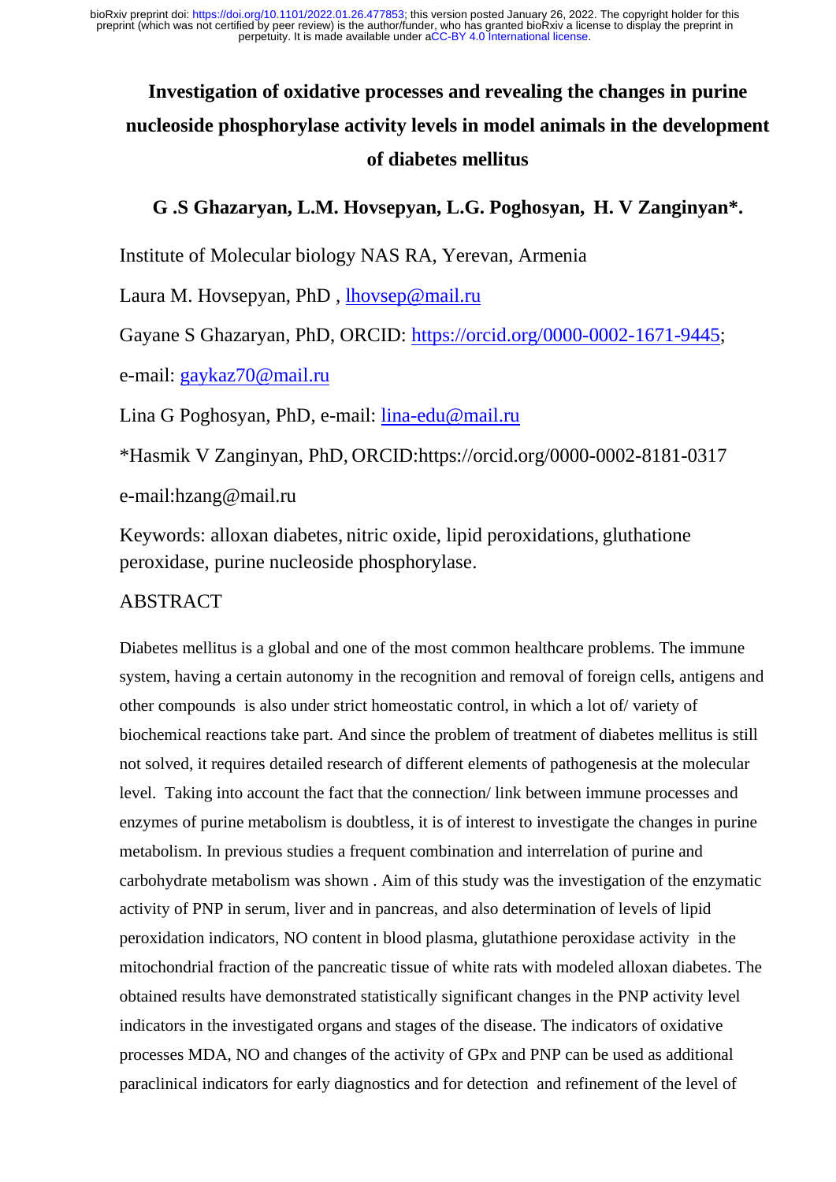# Investigation of oxidative processes and revealing the changes in purine nucleoside phosphorylase activity levels in model animals in the development of diabetes mellitus

**G .S Ghazaryan, L.M. Hovsepyan, L.G. Poghosyan, H. V Zanginyan*.**

Institute of Molecular biology NAS RA, Yerevan, Armenia

Laura M. Hovsepyan, PhD , lhovsep@mail.ru

Gayane S Ghazaryan, PhD, ORCID: https://orcid.org/0000-0002-1671-9445;

e-mail: gaykaz70@mail.ru

Lina G Poghosyan, PhD, e-mail: lina-edu@mail.ru

*Hasmik V Zanginyan, PhD, ORCID:https://orcid.org/0000-0002-8181-0317

e-mail:hzang@mail.ru

Keywords: alloxan diabetes, nitric oxide, lipid peroxidations, gluthatione peroxidase, purine nucleoside phosphorylase.

## ABSTRACT

Diabetes mellitus is a global and one of the most common healthcare problems. The immune system, having a certain autonomy in the recognition and removal of foreign cells, antigens and other compounds is also under strict homeostatic control, in which a lot of/ variety of biochemical reactions take part. And since the problem of treatment of diabetes mellitus is still not solved, it requires detailed research of different elements of pathogenesis at the molecular level. Taking into account the fact that the connection/ link between immune processes and enzymes of purine metabolism is doubtless, it is of interest to investigate the changes in purine metabolism. In previous studies a frequent combination and interrelation of purine and carbohydrate metabolism was shown . Aim of this study was the investigation of the enzymatic activity of PNP in serum, liver and in pancreas, and also determination of levels of lipid peroxidation indicators, NO content in blood plasma, glutathione peroxidase activity in the mitochondrial fraction of the pancreatic tissue of white rats with modeled alloxan diabetes. The obtained results have demonstrated statistically significant changes in the PNP activity level indicators in the investigated organs and stages of the disease. The indicators of oxidative processes MDA, NO and changes of the activity of GPx and PNP can be used as additional paraclinical indicators for early diagnostics and for detection and refinement of the level of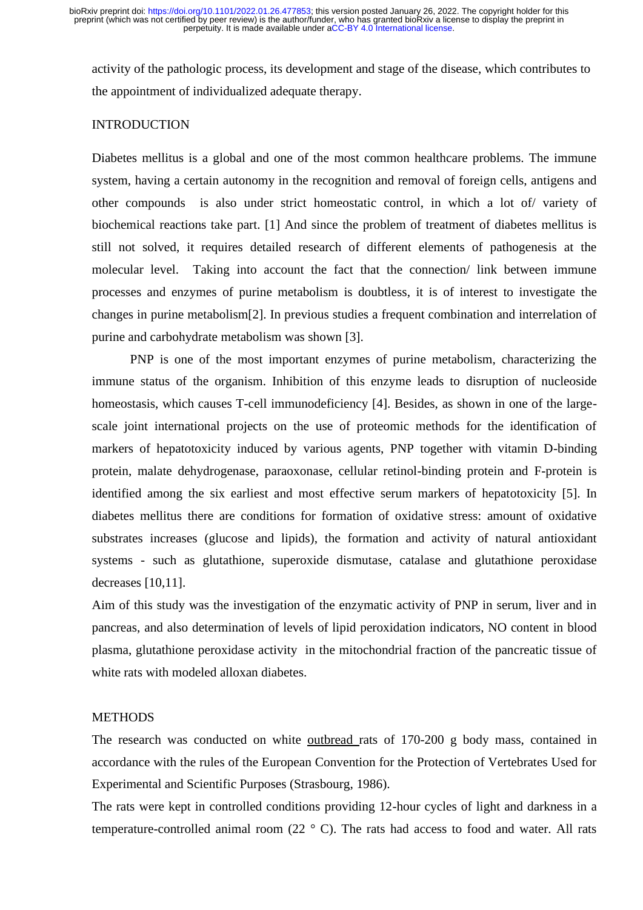activity of the pathologic process, its development and stage of the disease, which contributes to the appointment of individualized adequate therapy.

## INTRODUCTION

Diabetes mellitus is a global and one of the most common healthcare problems. The immune system, having a certain autonomy in the recognition and removal of foreign cells, antigens and other compounds is also under strict homeostatic control, in which a lot of/ variety of biochemical reactions take part. [1] And since the problem of treatment of diabetes mellitus is still not solved, it requires detailed research of different elements of pathogenesis at the molecular level. Taking into account the fact that the connection/ link between immune processes and enzymes of purine metabolism is doubtless, it is of interest to investigate the changes in purine metabolism[2]. In previous studies a frequent combination and interrelation of purine and carbohydrate metabolism was shown [3].

PNP is one of the most important enzymes of purine metabolism, characterizing the immune status of the organism. Inhibition of this enzyme leads to disruption of nucleoside homeostasis, which causes T-cell immunodeficiency [4]. Besides, as shown in one of the large-scale joint international projects on the use of proteomic methods for the identification of markers of hepatotoxicity induced by various agents, PNP together with vitamin D-binding protein, malate dehydrogenase, paraoxonase, cellular retinol-binding protein and F-protein is identified among the six earliest and most effective serum markers of hepatotoxicity [5]. In diabetes mellitus there are conditions for formation of oxidative stress: amount of oxidative substrates increases (glucose and lipids), the formation and activity of natural antioxidant systems - such as glutathione, superoxide dismutase, catalase and glutathione peroxidase decreases [10,11].

Aim of this study was the investigation of the enzymatic activity of PNP in serum, liver and in pancreas, and also determination of levels of lipid peroxidation indicators, NO content in blood plasma, glutathione peroxidase activity in the mitochondrial fraction of the pancreatic tissue of white rats with modeled alloxan diabetes.

## METHODS

The research was conducted on white outbread rats of 170-200 g body mass, contained in accordance with the rules of the European Convention for the Protection of Vertebrates Used for Experimental and Scientific Purposes (Strasbourg, 1986).

The rats were kept in controlled conditions providing 12-hour cycles of light and darkness in a temperature-controlled animal room (22 ° C). The rats had access to food and water. All rats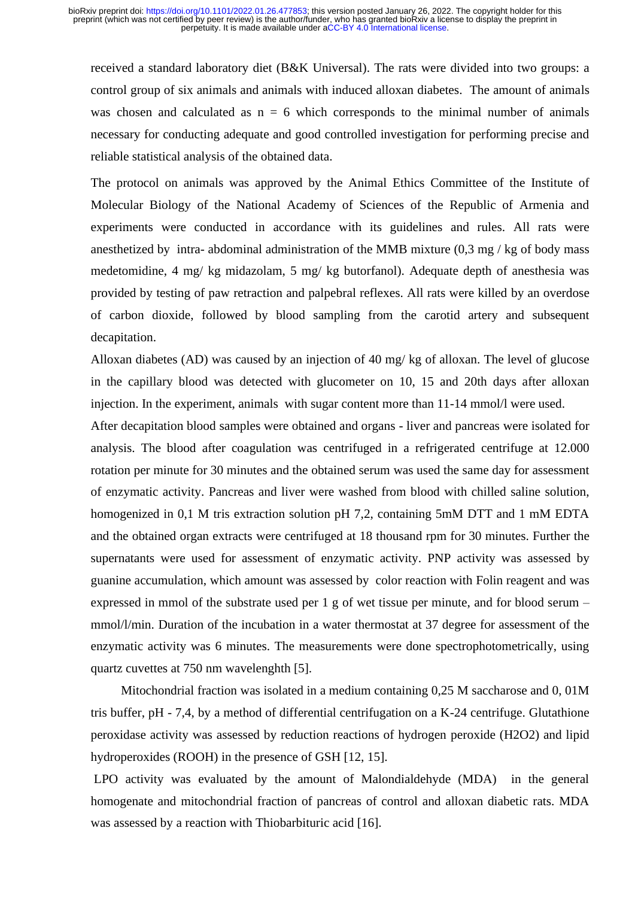received a standard laboratory diet (B&K Universal). The rats were divided into two groups: a control group of six animals and animals with induced alloxan diabetes. The amount of animals was chosen and calculated as n = 6 which corresponds to the minimal number of animals necessary for conducting adequate and good controlled investigation for performing precise and reliable statistical analysis of the obtained data.

The protocol on animals was approved by the Animal Ethics Committee of the Institute of Molecular Biology of the National Academy of Sciences of the Republic of Armenia and experiments were conducted in accordance with its guidelines and rules. All rats were anesthetized by intra- abdominal administration of the MMB mixture (0,3 mg / kg of body mass medetomidine, 4 mg/ kg midazolam, 5 mg/ kg butorfanol). Adequate depth of anesthesia was provided by testing of paw retraction and palpebral reflexes. All rats were killed by an overdose of carbon dioxide, followed by blood sampling from the carotid artery and subsequent decapitation.

Alloxan diabetes (AD) was caused by an injection of 40 mg/ kg of alloxan. The level of glucose in the capillary blood was detected with glucometer on 10, 15 and 20th days after alloxan injection. In the experiment, animals with sugar content more than 11-14 mmol/l were used.

After decapitation blood samples were obtained and organs - liver and pancreas were isolated for analysis. The blood after coagulation was centrifuged in a refrigerated centrifuge at 12.000 rotation per minute for 30 minutes and the obtained serum was used the same day for assessment of enzymatic activity. Pancreas and liver were washed from blood with chilled saline solution, homogenized in 0,1 M tris extraction solution pH 7,2, containing 5mM DTT and 1 mM EDTA and the obtained organ extracts were centrifuged at 18 thousand rpm for 30 minutes. Further the supernatants were used for assessment of enzymatic activity. PNP activity was assessed by guanine accumulation, which amount was assessed by color reaction with Folin reagent and was expressed in mmol of the substrate used per 1 g of wet tissue per minute, and for blood serum – mmol/l/min. Duration of the incubation in a water thermostat at 37 degree for assessment of the enzymatic activity was 6 minutes. The measurements were done spectrophotometrically, using quartz cuvettes at 750 nm wavelenghth [5].

Mitochondrial fraction was isolated in a medium containing 0,25 M saccharose and 0, 01M tris buffer, pH - 7,4, by a method of differential centrifugation on a K-24 centrifuge. Glutathione peroxidase activity was assessed by reduction reactions of hydrogen peroxide ($H_2O_2$) and lipid hydroperoxides (ROOH) in the presence of GSH [12, 15].

LPO activity was evaluated by the amount of Malondialdehyde (MDA) in the general homogenate and mitochondrial fraction of pancreas of control and alloxan diabetic rats. MDA was assessed by a reaction with Thiobarbituric acid [16].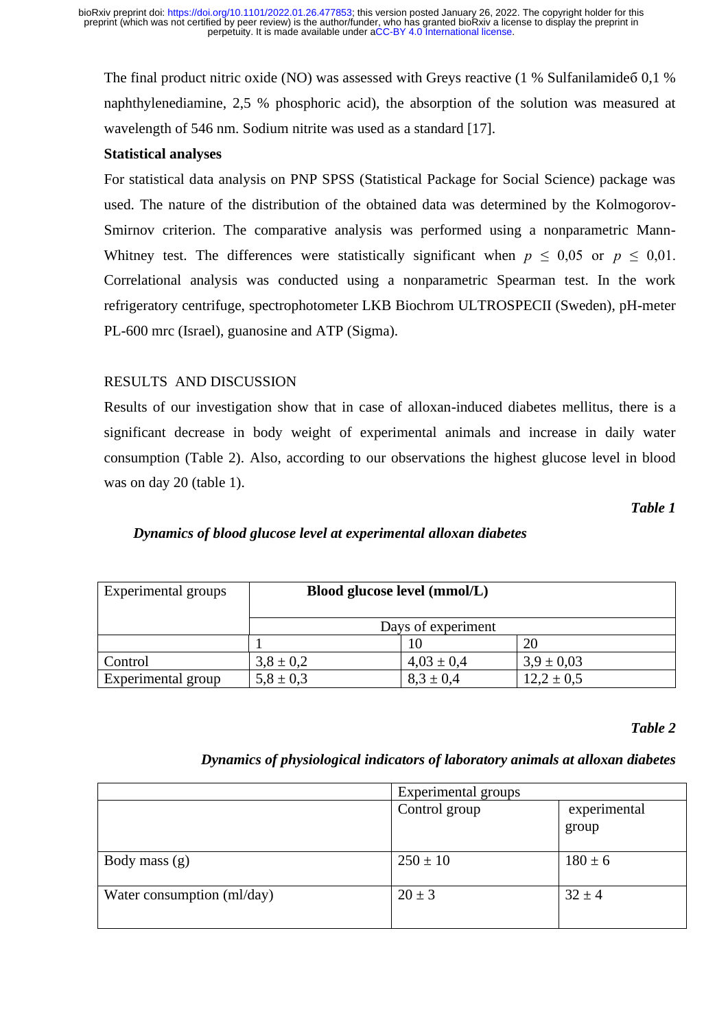The final product nitric oxide (NO) was assessed with Greys reactive (1 % Sulfanilamideб 0,1 % naphthylenediamine, 2,5 % phosphoric acid), the absorption of the solution was measured at wavelength of 546 nm. Sodium nitrite was used as a standard [17].

**Statistical analyses**

For statistical data analysis on PNP SPSS (Statistical Package for Social Science) package was used. The nature of the distribution of the obtained data was determined by the Kolmogorov-Smirnov criterion. The comparative analysis was performed using a nonparametric Mann-Whitney test. The differences were statistically significant when $p \leq 0{,}05$ or $p \leq 0{,}01$. Correlational analysis was conducted using a nonparametric Spearman test. In the work refrigeratory centrifuge, spectrophotometer LKB Biochrom ULTROSPECII (Sweden), pH-meter PL-600 mrc (Israel), guanosine and ATP (Sigma).

RESULTS AND DISCUSSION

Results of our investigation show that in case of alloxan-induced diabetes mellitus, there is a significant decrease in body weight of experimental animals and increase in daily water consumption (Table 2). Also, according to our observations the highest glucose level in blood was on day 20 (table 1).

***Table 1***

***Dynamics of blood glucose level at experimental alloxan diabetes***

| Experimental groups | **Blood glucose level (mmol/L)** | | |
|---|---|---|---|
| | Days of experiment | | |
| | 1 | 10 | 20 |
| Control | 3,8 ± 0,2 | 4,03 ± 0,4 | 3,9 ± 0,03 |
| Experimental group | 5,8 ± 0,3 | 8,3 ± 0,4 | 12,2 ± 0,5 |

***Table 2***

***Dynamics of physiological indicators of laboratory animals at alloxan diabetes***

| | Experimental groups | |
|---|---|---|
| | Control group | experimental group |
| Body mass (g) | 250 ± 10 | 180 ± 6 |
| Water consumption (ml/day) | 20 ± 3 | 32 ± 4 |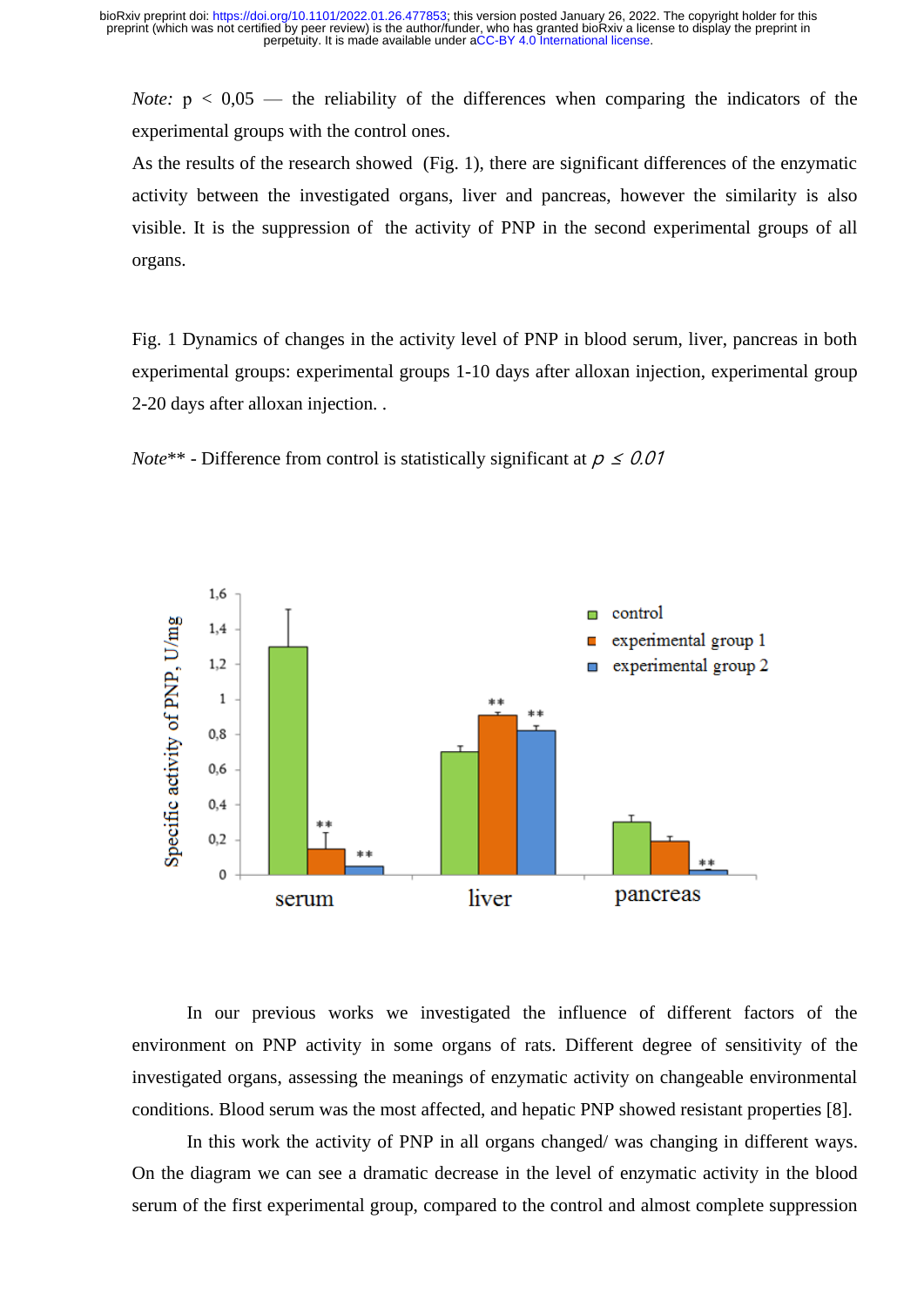*Note:* p < 0,05 — the reliability of the differences when comparing the indicators of the experimental groups with the control ones.

As the results of the research showed (Fig. 1), there are significant differences of the enzymatic activity between the investigated organs, liver and pancreas, however the similarity is also visible. It is the suppression of the activity of PNP in the second experimental groups of all organs.

Fig. 1 Dynamics of changes in the activity level of PNP in blood serum, liver, pancreas in both experimental groups: experimental groups 1-10 days after alloxan injection, experimental group 2-20 days after alloxan injection. .

*Note*** - Difference from control is statistically significant at $p \leq 0.01$

In our previous works we investigated the influence of different factors of the environment on PNP activity in some organs of rats. Different degree of sensitivity of the investigated organs, assessing the meanings of enzymatic activity on changeable environmental conditions. Blood serum was the most affected, and hepatic PNP showed resistant properties [8].

In this work the activity of PNP in all organs changed/ was changing in different ways. On the diagram we can see a dramatic decrease in the level of enzymatic activity in the blood serum of the first experimental group, compared to the control and almost complete suppression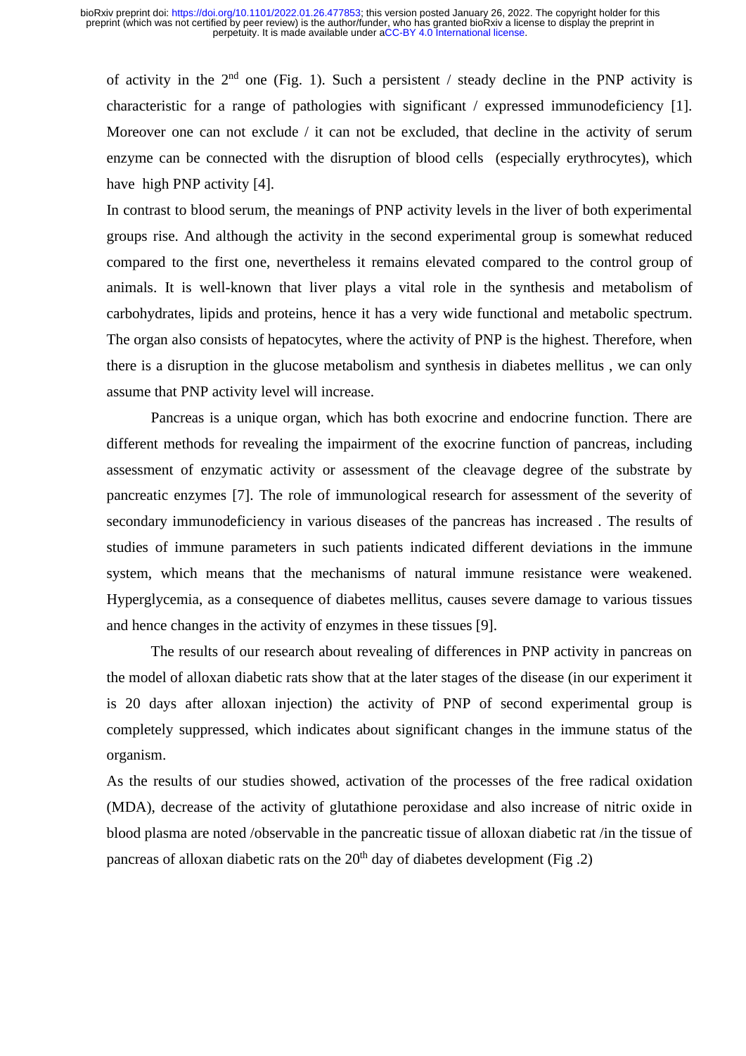of activity in the 2nd one (Fig. 1). Such a persistent / steady decline in the PNP activity is characteristic for a range of pathologies with significant / expressed immunodeficiency [1]. Moreover one can not exclude / it can not be excluded, that decline in the activity of serum enzyme can be connected with the disruption of blood cells (especially erythrocytes), which have high PNP activity [4].

In contrast to blood serum, the meanings of PNP activity levels in the liver of both experimental groups rise. And although the activity in the second experimental group is somewhat reduced compared to the first one, nevertheless it remains elevated compared to the control group of animals. It is well-known that liver plays a vital role in the synthesis and metabolism of carbohydrates, lipids and proteins, hence it has a very wide functional and metabolic spectrum. The organ also consists of hepatocytes, where the activity of PNP is the highest. Therefore, when there is a disruption in the glucose metabolism and synthesis in diabetes mellitus , we can only assume that PNP activity level will increase.

Pancreas is a unique organ, which has both exocrine and endocrine function. There are different methods for revealing the impairment of the exocrine function of pancreas, including assessment of enzymatic activity or assessment of the cleavage degree of the substrate by pancreatic enzymes [7]. The role of immunological research for assessment of the severity of secondary immunodeficiency in various diseases of the pancreas has increased . The results of studies of immune parameters in such patients indicated different deviations in the immune system, which means that the mechanisms of natural immune resistance were weakened. Hyperglycemia, as a consequence of diabetes mellitus, causes severe damage to various tissues and hence changes in the activity of enzymes in these tissues [9].

The results of our research about revealing of differences in PNP activity in pancreas on the model of alloxan diabetic rats show that at the later stages of the disease (in our experiment it is 20 days after alloxan injection) the activity of PNP of second experimental group is completely suppressed, which indicates about significant changes in the immune status of the organism.

As the results of our studies showed, activation of the processes of the free radical oxidation (MDA), decrease of the activity of glutathione peroxidase and also increase of nitric oxide in blood plasma are noted /observable in the pancreatic tissue of alloxan diabetic rat /in the tissue of pancreas of alloxan diabetic rats on the 20th day of diabetes development (Fig .2)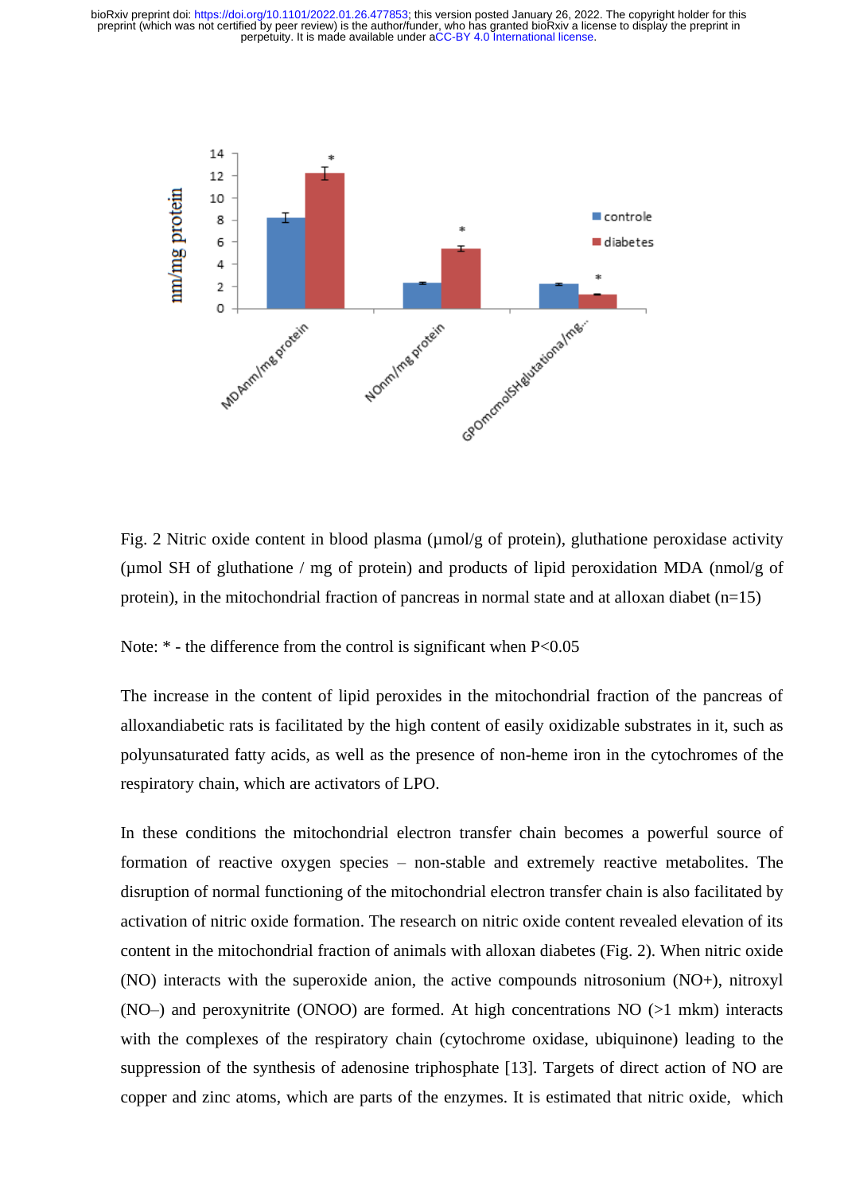Fig. 2 Nitric oxide content in blood plasma (μmol/g of protein), gluthatione peroxidase activity (μmol SH of gluthatione / mg of protein) and products of lipid peroxidation MDA (nmol/g of protein), in the mitochondrial fraction of pancreas in normal state and at alloxan diabet (n=15)

Note: * - the difference from the control is significant when P<0.05

The increase in the content of lipid peroxides in the mitochondrial fraction of the pancreas of alloxandiabetic rats is facilitated by the high content of easily oxidizable substrates in it, such as polyunsaturated fatty acids, as well as the presence of non-heme iron in the cytochromes of the respiratory chain, which are activators of LPO.

In these conditions the mitochondrial electron transfer chain becomes a powerful source of formation of reactive oxygen species – non-stable and extremely reactive metabolites. The disruption of normal functioning of the mitochondrial electron transfer chain is also facilitated by activation of nitric oxide formation. The research on nitric oxide content revealed elevation of its content in the mitochondrial fraction of animals with alloxan diabetes (Fig. 2). When nitric oxide (NO) interacts with the superoxide anion, the active compounds nitrosonium (NO+), nitroxyl (NO–) and peroxynitrite (ONOO) are formed. At high concentrations NO (>1 mkm) interacts with the complexes of the respiratory chain (cytochrome oxidase, ubiquinone) leading to the suppression of the synthesis of adenosine triphosphate [13]. Targets of direct action of NO are copper and zinc atoms, which are parts of the enzymes. It is estimated that nitric oxide, which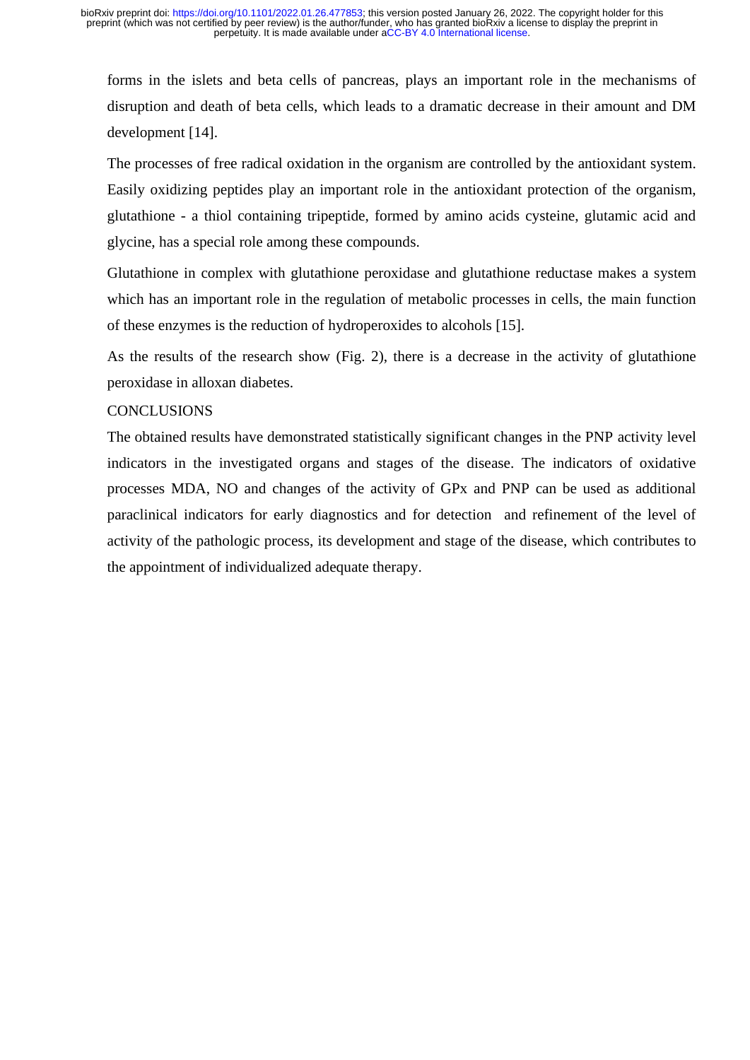forms in the islets and beta cells of pancreas, plays an important role in the mechanisms of disruption and death of beta cells, which leads to a dramatic decrease in their amount and DM development [14].

The processes of free radical oxidation in the organism are controlled by the antioxidant system. Easily oxidizing peptides play an important role in the antioxidant protection of the organism, glutathione - a thiol containing tripeptide, formed by amino acids cysteine, glutamic acid and glycine, has a special role among these compounds.

Glutathione in complex with glutathione peroxidase and glutathione reductase makes a system which has an important role in the regulation of metabolic processes in cells, the main function of these enzymes is the reduction of hydroperoxides to alcohols [15].

As the results of the research show (Fig. 2), there is a decrease in the activity of glutathione peroxidase in alloxan diabetes.

## CONCLUSIONS

The obtained results have demonstrated statistically significant changes in the PNP activity level indicators in the investigated organs and stages of the disease. The indicators of oxidative processes MDA, NO and changes of the activity of GPx and PNP can be used as additional paraclinical indicators for early diagnostics and for detection and refinement of the level of activity of the pathologic process, its development and stage of the disease, which contributes to the appointment of individualized adequate therapy.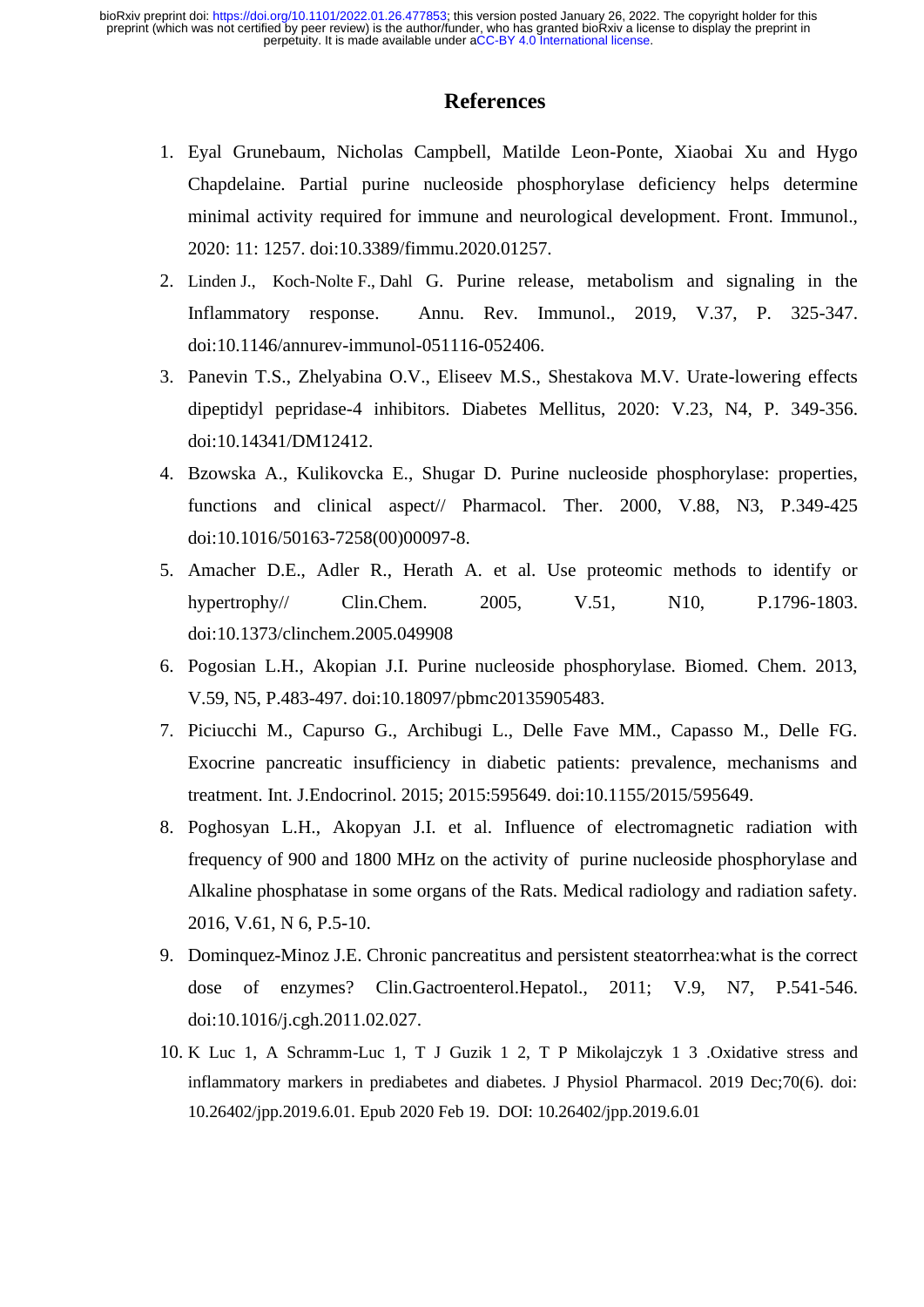# References

1. Eyal Grunebaum, Nicholas Campbell, Matilde Leon-Ponte, Xiaobai Xu and Hygo Chapdelaine. Partial purine nucleoside phosphorylase deficiency helps determine minimal activity required for immune and neurological development. Front. Immunol., 2020: 11: 1257. doi:10.3389/fimmu.2020.01257.
2. Linden J., Koch-Nolte F., Dahl G. Purine release, metabolism and signaling in the Inflammatory response. Annu. Rev. Immunol., 2019, V.37, P. 325-347. doi:10.1146/annurev-immunol-051116-052406.
3. Panevin T.S., Zhelyabina O.V., Eliseev M.S., Shestakova M.V. Urate-lowering effects dipeptidyl pepridase-4 inhibitors. Diabetes Mellitus, 2020: V.23, N4, P. 349-356. doi:10.14341/DM12412.
4. Bzowska A., Kulikovcka E., Shugar D. Purine nucleoside phosphorylase: properties, functions and clinical aspect// Pharmacol. Ther. 2000, V.88, N3, P.349-425 doi:10.1016/50163-7258(00)00097-8.
5. Amacher D.E., Adler R., Herath A. et al. Use proteomic methods to identify or hypertrophy// Clin.Chem. 2005, V.51, N10, P.1796-1803. doi:10.1373/clinchem.2005.049908
6. Pogosian L.H., Akopian J.I. Purine nucleoside phosphorylase. Biomed. Chem. 2013, V.59, N5, P.483-497. doi:10.18097/pbmc20135905483.
7. Piciucchi M., Capurso G., Archibugi L., Delle Fave MM., Capasso M., Delle FG. Exocrine pancreatic insufficiency in diabetic patients: prevalence, mechanisms and treatment. Int. J.Endocrinol. 2015; 2015:595649. doi:10.1155/2015/595649.
8. Poghosyan L.H., Akopyan J.I. et al. Influence of electromagnetic radiation with frequency of 900 and 1800 MHz on the activity of purine nucleoside phosphorylase and Alkaline phosphatase in some organs of the Rats. Medical radiology and radiation safety. 2016, V.61, N 6, P.5-10.
9. Dominquez-Minoz J.E. Chronic pancreatitus and persistent steatorrhea:what is the correct dose of enzymes? Clin.Gactroenterol.Hepatol., 2011; V.9, N7, P.541-546. doi:10.1016/j.cgh.2011.02.027.
10. K Luc 1, A Schramm-Luc 1, T J Guzik 1 2, T P Mikolajczyk 1 3 .Oxidative stress and inflammatory markers in prediabetes and diabetes. J Physiol Pharmacol. 2019 Dec;70(6). doi: 10.26402/jpp.2019.6.01. Epub 2020 Feb 19. DOI: 10.26402/jpp.2019.6.01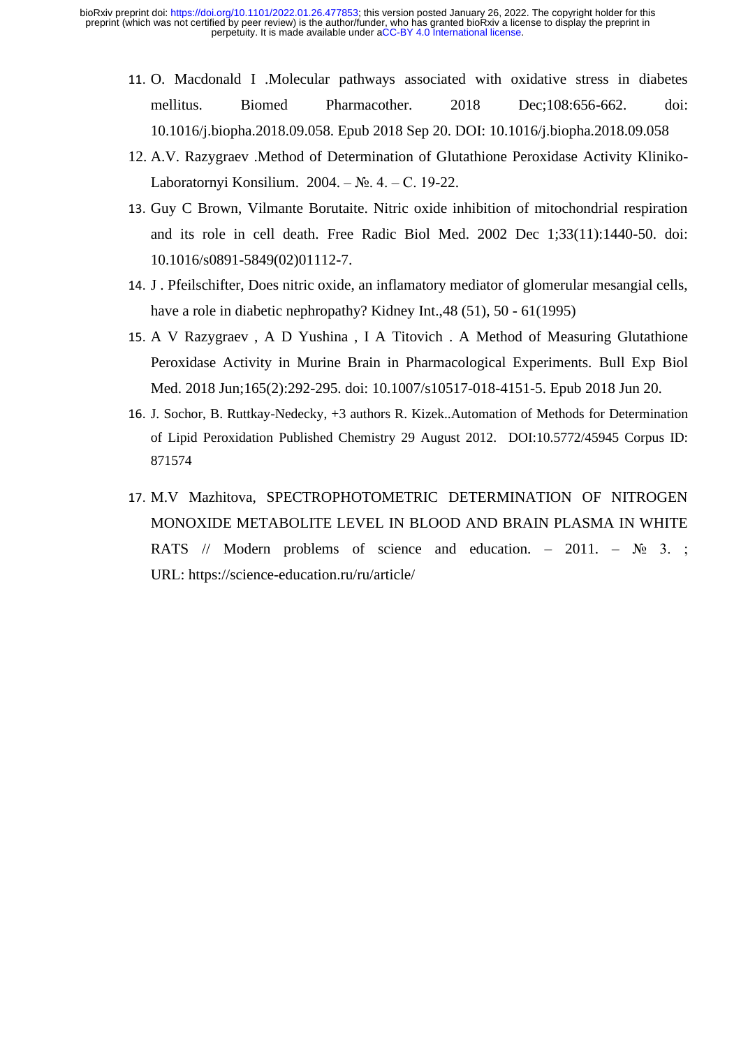11. O. Macdonald I .Molecular pathways associated with oxidative stress in diabetes mellitus. Biomed Pharmacother. 2018 Dec;108:656-662. doi: 10.1016/j.biopha.2018.09.058. Epub 2018 Sep 20. DOI: 10.1016/j.biopha.2018.09.058
12. A.V. Razygraev .Method of Determination of Glutathione Peroxidase Activity Kliniko-Laboratornyi Konsilium. 2004. – №. 4. – C. 19-22.
13. Guy C Brown, Vilmante Borutaite. Nitric oxide inhibition of mitochondrial respiration and its role in cell death. Free Radic Biol Med. 2002 Dec 1;33(11):1440-50. doi: 10.1016/s0891-5849(02)01112-7.
14. J . Pfeilschifter, Does nitric oxide, an inflamatory mediator of glomerular mesangial cells, have a role in diabetic nephropathy? Kidney Int.,48 (51), 50 - 61(1995)
15. A V Razygraev , A D Yushina , I A Titovich . A Method of Measuring Glutathione Peroxidase Activity in Murine Brain in Pharmacological Experiments. Bull Exp Biol Med. 2018 Jun;165(2):292-295. doi: 10.1007/s10517-018-4151-5. Epub 2018 Jun 20.
16. J. Sochor, B. Ruttkay-Nedecky, +3 authors R. Kizek..Automation of Methods for Determination of Lipid Peroxidation Published Chemistry 29 August 2012. DOI:10.5772/45945 Corpus ID: 871574
17. M.V Mazhitova, SPECTROPHOTOMETRIC DETERMINATION OF NITROGEN MONOXIDE METABOLITE LEVEL IN BLOOD AND BRAIN PLASMA IN WHITE RATS // Modern problems of science and education. – 2011. – № 3. ; URL: https://science-education.ru/ru/article/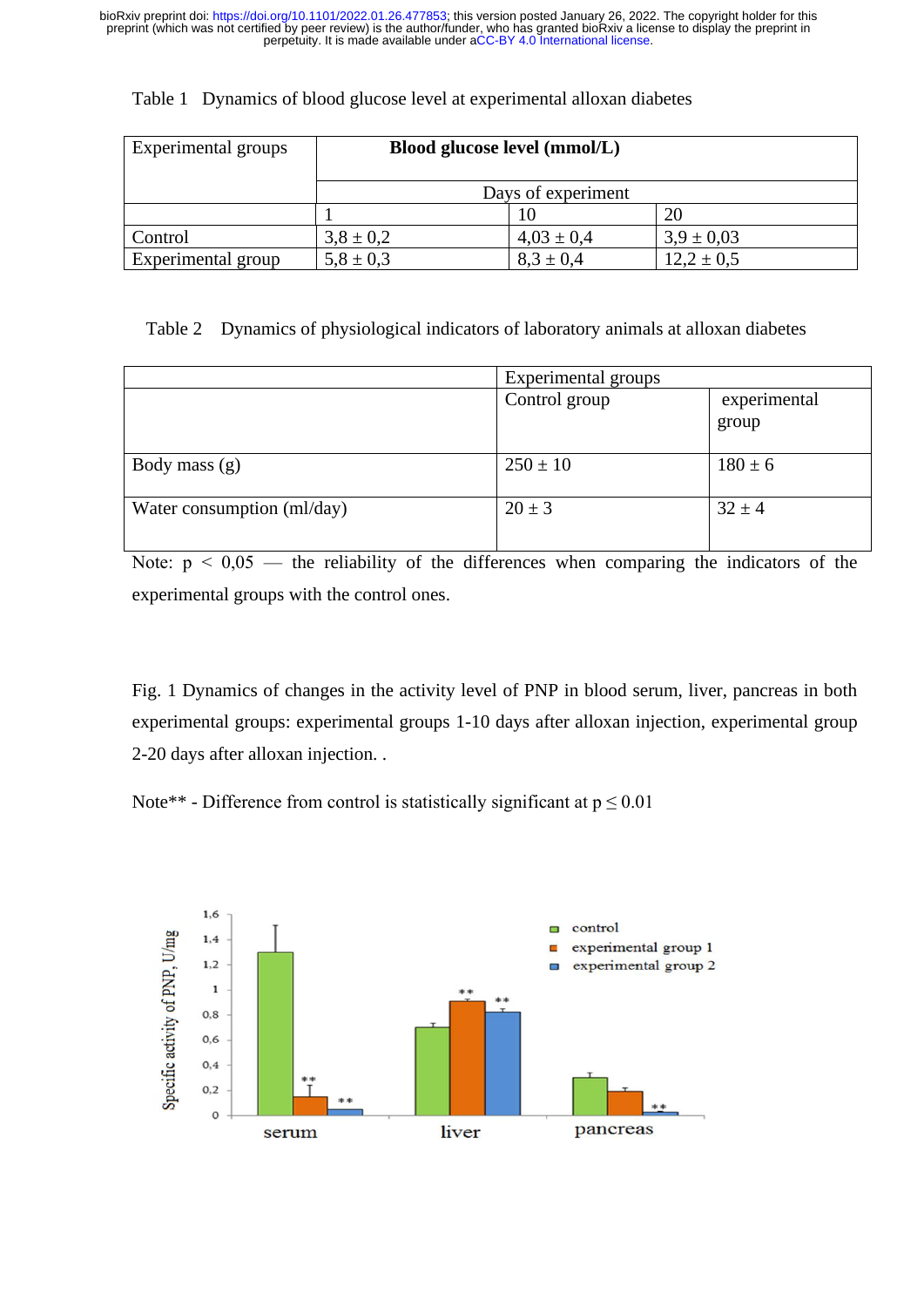Table 1 Dynamics of blood glucose level at experimental alloxan diabetes

| Experimental groups | **Blood glucose level (mmol/L)** | | |
|---|---|---|---|
| | Days of experiment | | |
| | 1 | 10 | 20 |
| Control | 3,8 ± 0,2 | 4,03 ± 0,4 | 3,9 ± 0,03 |
| Experimental group | 5,8 ± 0,3 | 8,3 ± 0,4 | 12,2 ± 0,5 |

Table 2 Dynamics of physiological indicators of laboratory animals at alloxan diabetes

| | Experimental groups | |
|---|---|---|
| | Control group | experimental group |
| Body mass (g) | 250 ± 10 | 180 ± 6 |
| Water consumption (ml/day) | 20 ± 3 | 32 ± 4 |

Note: $p < 0,05$ — the reliability of the differences when comparing the indicators of the experimental groups with the control ones.

Fig. 1 Dynamics of changes in the activity level of PNP in blood serum, liver, pancreas in both experimental groups: experimental groups 1-10 days after alloxan injection, experimental group 2-20 days after alloxan injection. .

Note** - Difference from control is statistically significant at $p \leq 0.01$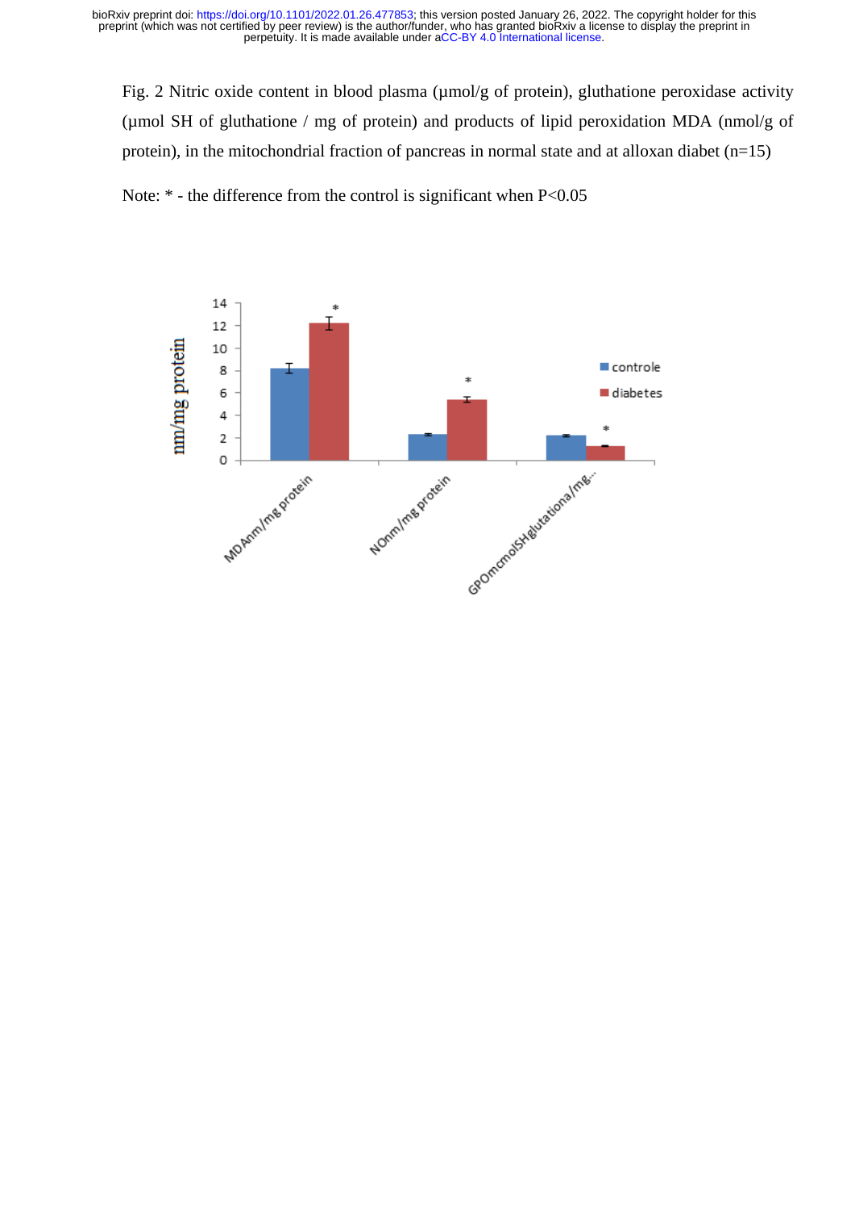Fig. 2 Nitric oxide content in blood plasma (μmol/g of protein), gluthatione peroxidase activity (μmol SH of gluthatione / mg of protein) and products of lipid peroxidation MDA (nmol/g of protein), in the mitochondrial fraction of pancreas in normal state and at alloxan diabet (n=15)

Note: * - the difference from the control is significant when P<0.05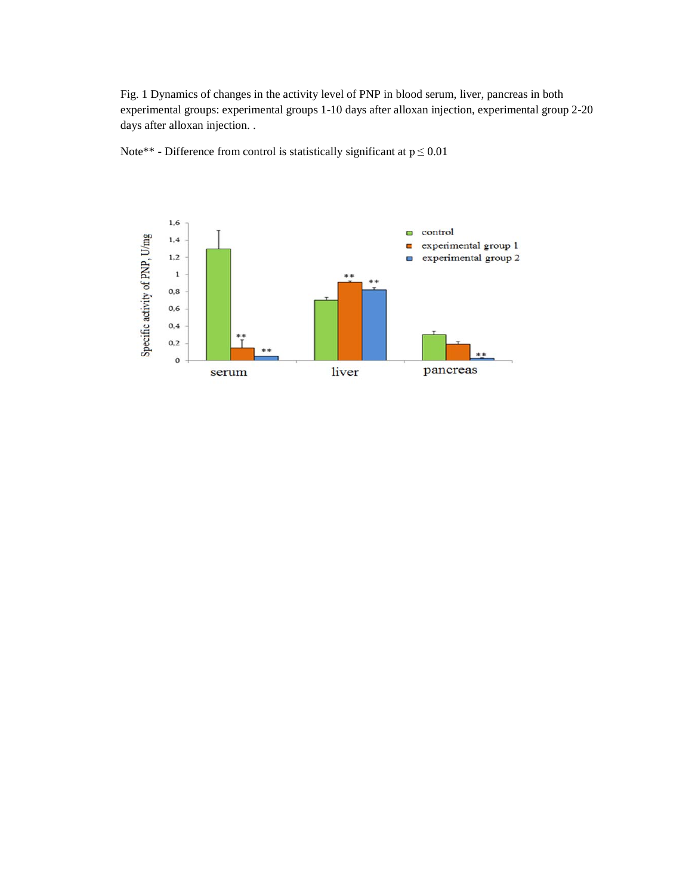Fig. 1 Dynamics of changes in the activity level of PNP in blood serum, liver, pancreas in both experimental groups: experimental groups 1-10 days after alloxan injection, experimental group 2-20 days after alloxan injection. .

Note** - Difference from control is statistically significant at $p \leq 0.01$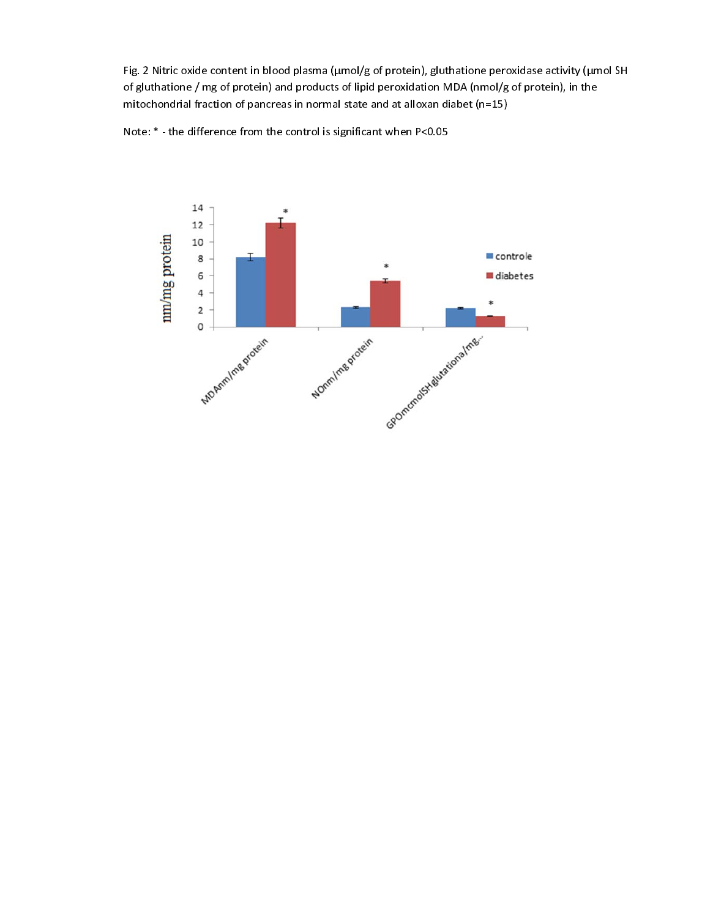Fig. 2 Nitric oxide content in blood plasma (μmol/g of protein), gluthatione peroxidase activity (μmol SH of gluthatione / mg of protein) and products of lipid peroxidation MDA (nmol/g of protein), in the mitochondrial fraction of pancreas in normal state and at alloxan diabet (n=15)

Note: * - the difference from the control is significant when P<0.05

nm/mg protein

14
12
10
8
6
4
2
0

controle
diabetes

*
*
*

MDAnm/mg protein
NOnm/mg protein
GPOmcmolSHglutationa/mg...